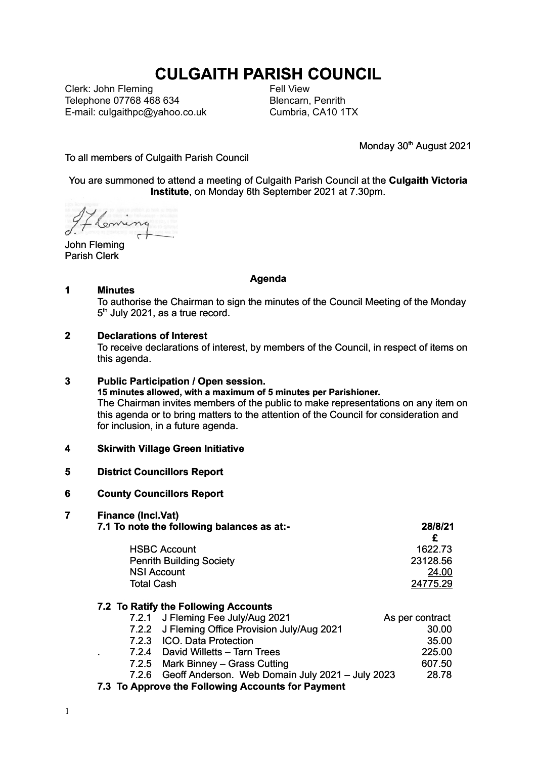# CULGAITH PARISH COUNCIL

Clerk: John Fleming
Telephone 07768 468 634
E-mail: culgaithpc@yahoo.co.uk

Fell View
Blencarn, Penrith
Cumbria, CA10 1TX

Monday 30th August 2021

To all members of Culgaith Parish Council

You are summoned to attend a meeting of Culgaith Parish Council at the **Culgaith Victoria Institute**, on Monday 6th September 2021 at 7.30pm.

John Fleming
Parish Clerk

**Agenda**

**1 Minutes**
To authorise the Chairman to sign the minutes of the Council Meeting of the Monday 5th July 2021, as a true record.

**2 Declarations of Interest**
To receive declarations of interest, by members of the Council, in respect of items on this agenda.

**3 Public Participation / Open session.**
**15 minutes allowed, with a maximum of 5 minutes per Parishioner.**
The Chairman invites members of the public to make representations on any item on this agenda or to bring matters to the attention of the Council for consideration and for inclusion, in a future agenda.

**4 Skirwith Village Green Initiative**

**5 District Councillors Report**

**6 County Councillors Report**

**7 Finance (Incl.Vat)**

**7.1 To note the following balances as at:-**

| | 28/8/21 |
|---|---|
| | £ |
| HSBC Account | 1622.73 |
| Penrith Building Society | 23128.56 |
| NSI Account | 24.00 |
| Total Cash | 24775.29 |

**7.2 To Ratify the Following Accounts**

| | | |
|---|---|---|
| 7.2.1 | J Fleming Fee July/Aug 2021 | As per contract |
| 7.2.2 | J Fleming Office Provision July/Aug 2021 | 30.00 |
| 7.2.3 | ICO. Data Protection | 35.00 |
| 7.2.4 | David Willetts – Tarn Trees | 225.00 |
| 7.2.5 | Mark Binney – Grass Cutting | 607.50 |
| 7.2.6 | Geoff Anderson. Web Domain July 2021 – July 2023 | 28.78 |

**7.3 To Approve the Following Accounts for Payment**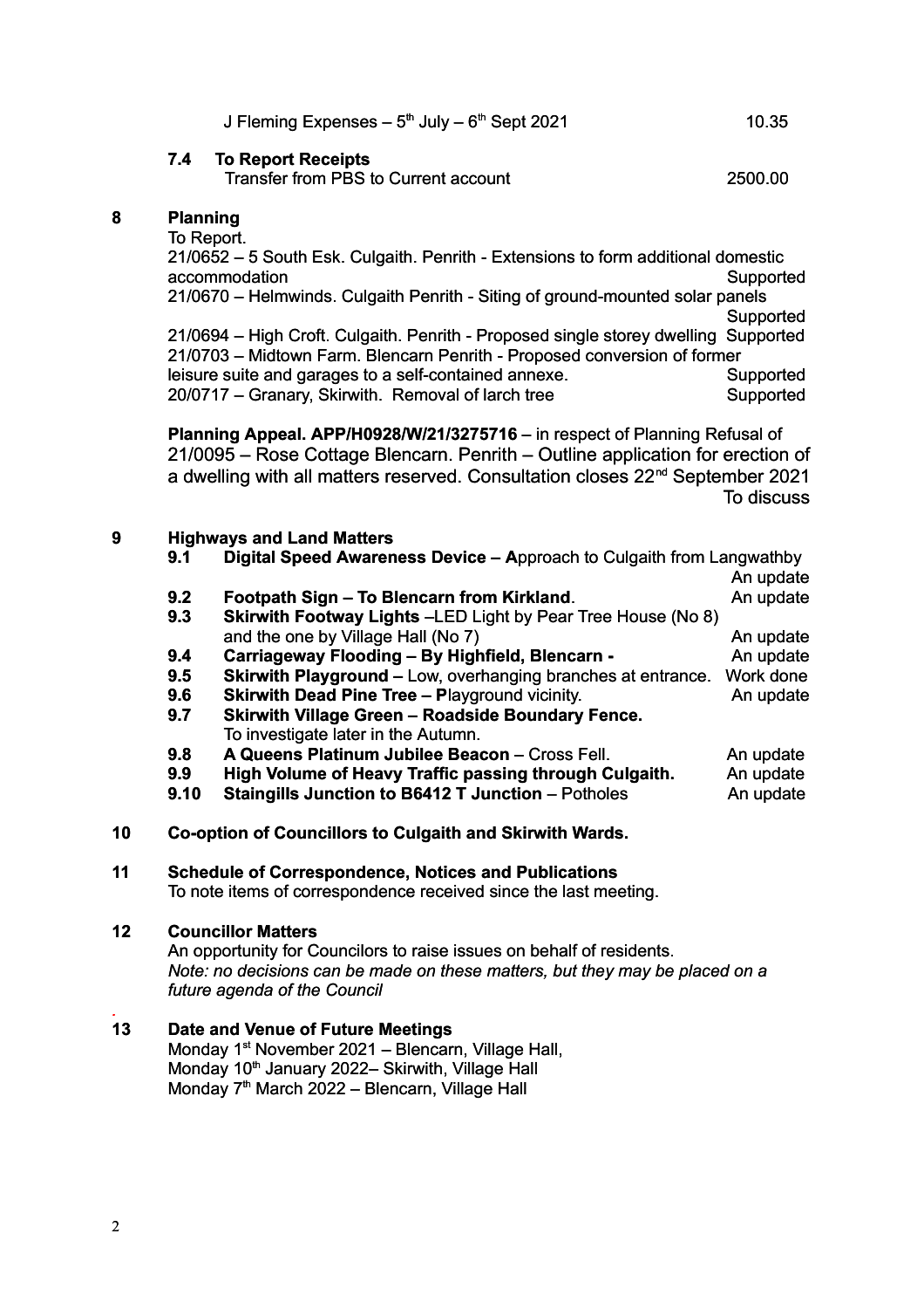J Fleming Expenses – 5th July – 6th Sept 2021 10.35

**7.4 To Report Receipts**

Transfer from PBS to Current account 2500.00

## 8 Planning

To Report.

21/0652 – 5 South Esk. Culgaith. Penrith - Extensions to form additional domestic accommodation — Supported

21/0670 – Helmwinds. Culgaith Penrith - Siting of ground-mounted solar panels — Supported

21/0694 – High Croft. Culgaith. Penrith - Proposed single storey dwelling — Supported

21/0703 – Midtown Farm. Blencarn Penrith - Proposed conversion of former leisure suite and garages to a self-contained annexe. — Supported

20/0717 – Granary, Skirwith. Removal of larch tree — Supported

**Planning Appeal. APP/H0928/W/21/3275716** – in respect of Planning Refusal of 21/0095 – Rose Cottage Blencarn. Penrith – Outline application for erection of a dwelling with all matters reserved. Consultation closes 22nd September 2021 — To discuss

## 9 Highways and Land Matters

- **9.1 Digital Speed Awareness Device – A**pproach to Culgaith from Langwathby — An update
- **9.2 Footpath Sign – To Blencarn from Kirkland**. — An update
- **9.3 Skirwith Footway Lights** –LED Light by Pear Tree House (No 8) and the one by Village Hall (No 7) — An update
- **9.4 Carriageway Flooding – By Highfield, Blencarn -** — An update
- **9.5 Skirwith Playground –** Low, overhanging branches at entrance. — Work done
- **9.6 Skirwith Dead Pine Tree – P**layground vicinity. — An update
- **9.7 Skirwith Village Green – Roadside Boundary Fence.** To investigate later in the Autumn.
- **9.8 A Queens Platinum Jubilee Beacon** – Cross Fell. — An update
- **9.9 High Volume of Heavy Traffic passing through Culgaith.** — An update
- **9.10 Staingills Junction to B6412 T Junction** – Potholes — An update

## 10 Co-option of Councillors to Culgaith and Skirwith Wards.

## 11 Schedule of Correspondence, Notices and Publications

To note items of correspondence received since the last meeting.

## 12 Councillor Matters

An opportunity for Councilors to raise issues on behalf of residents.
*Note: no decisions can be made on these matters, but they may be placed on a future agenda of the Council*

## 13 Date and Venue of Future Meetings

Monday 1st November 2021 – Blencarn, Village Hall,
Monday 10th January 2022– Skirwith, Village Hall
Monday 7th March 2022 – Blencarn, Village Hall